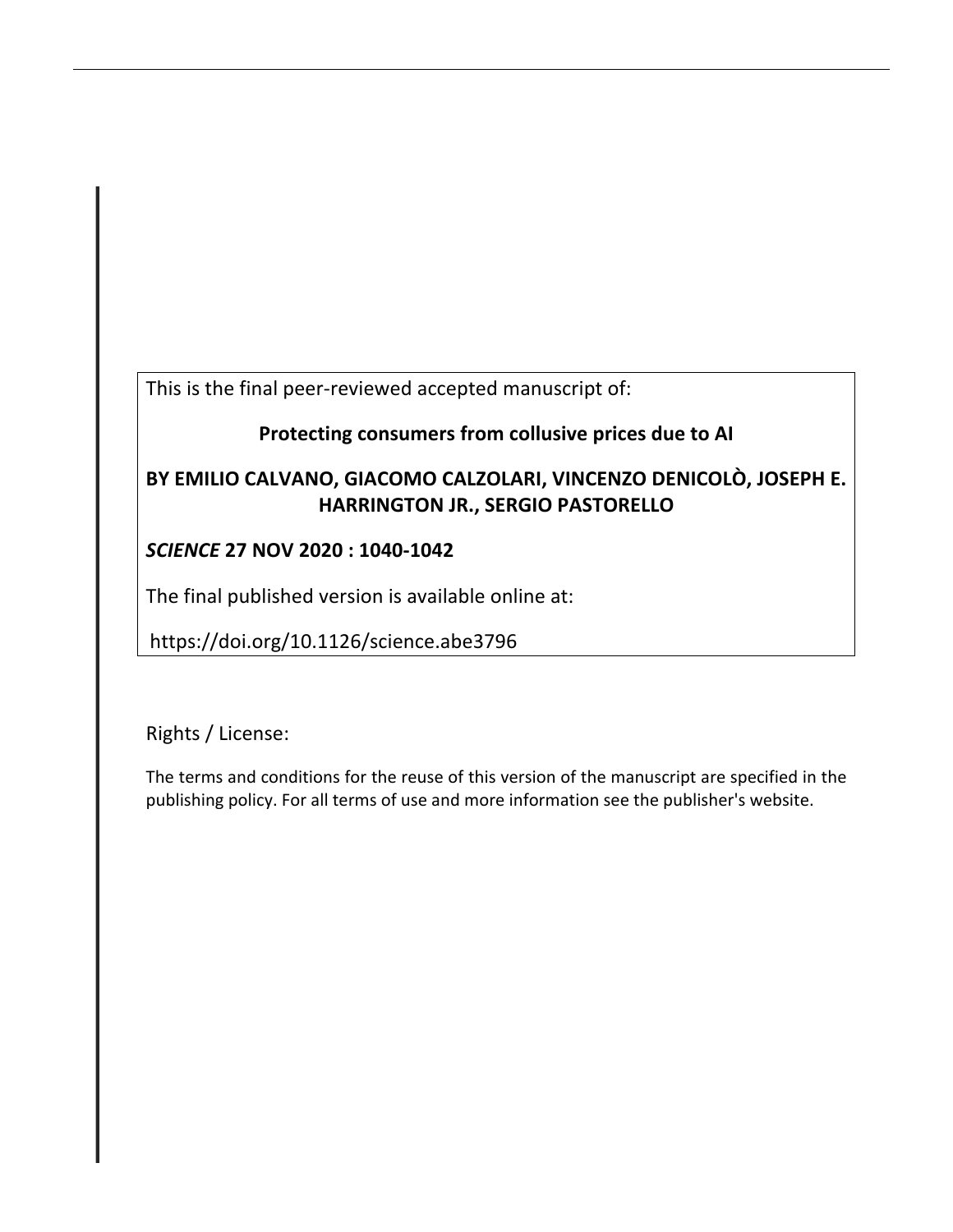This is the final peer-reviewed accepted manuscript of:

**Protecting consumers from collusive prices due to AI**

**BY EMILIO CALVANO, GIACOMO CALZOLARI, VINCENZO DENICOLÒ, JOSEPH E. HARRINGTON JR., SERGIO PASTORELLO**

***SCIENCE* 27 NOV 2020 : 1040-1042**

The final published version is available online at:

https://doi.org/10.1126/science.abe3796

Rights / License:

The terms and conditions for the reuse of this version of the manuscript are specified in the publishing policy. For all terms of use and more information see the publisher's website.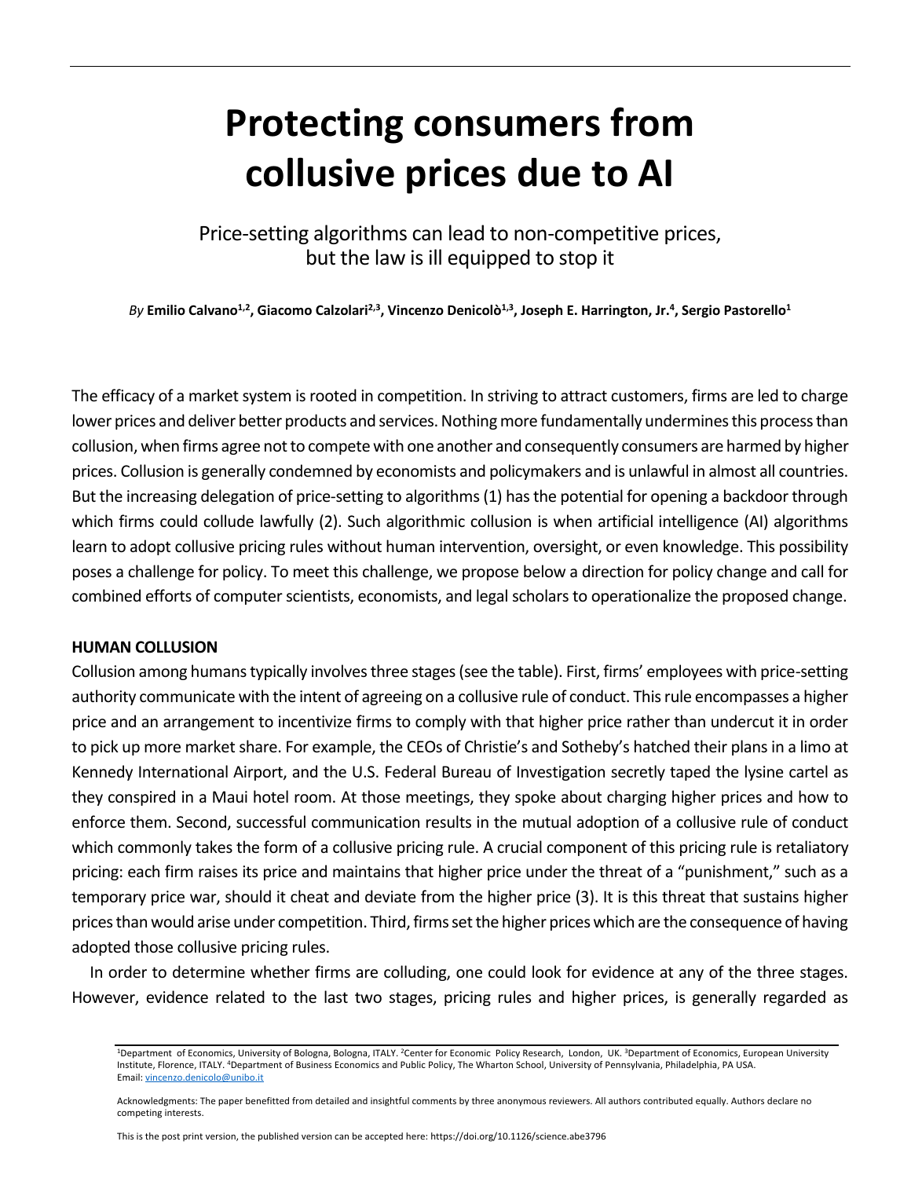# Protecting consumers from collusive prices due to AI

Price-setting algorithms can lead to non-competitive prices, but the law is ill equipped to stop it

*By* **Emilio Calvano[1,2], Giacomo Calzolari[2,3], Vincenzo Denicolò[1,3], Joseph E. Harrington, Jr.[4], Sergio Pastorello[1]**

The efficacy of a market system is rooted in competition. In striving to attract customers, firms are led to charge lower prices and deliver better products and services. Nothing more fundamentally undermines this process than collusion, when firms agree not to compete with one another and consequently consumers are harmed by higher prices. Collusion is generally condemned by economists and policymakers and is unlawful in almost all countries. But the increasing delegation of price-setting to algorithms (1) has the potential for opening a backdoor through which firms could collude lawfully (2). Such algorithmic collusion is when artificial intelligence (AI) algorithms learn to adopt collusive pricing rules without human intervention, oversight, or even knowledge. This possibility poses a challenge for policy. To meet this challenge, we propose below a direction for policy change and call for combined efforts of computer scientists, economists, and legal scholars to operationalize the proposed change.

## HUMAN COLLUSION

Collusion among humans typically involves three stages (see the table). First, firms' employees with price-setting authority communicate with the intent of agreeing on a collusive rule of conduct. This rule encompasses a higher price and an arrangement to incentivize firms to comply with that higher price rather than undercut it in order to pick up more market share. For example, the CEOs of Christie's and Sotheby's hatched their plans in a limo at Kennedy International Airport, and the U.S. Federal Bureau of Investigation secretly taped the lysine cartel as they conspired in a Maui hotel room. At those meetings, they spoke about charging higher prices and how to enforce them. Second, successful communication results in the mutual adoption of a collusive rule of conduct which commonly takes the form of a collusive pricing rule. A crucial component of this pricing rule is retaliatory pricing: each firm raises its price and maintains that higher price under the threat of a "punishment," such as a temporary price war, should it cheat and deviate from the higher price (3). It is this threat that sustains higher prices than would arise under competition. Third, firms set the higher prices which are the consequence of having adopted those collusive pricing rules.

In order to determine whether firms are colluding, one could look for evidence at any of the three stages. However, evidence related to the last two stages, pricing rules and higher prices, is generally regarded as

[1]Department of Economics, University of Bologna, Bologna, ITALY. [2]Center for Economic Policy Research, London, UK. [3]Department of Economics, European University Institute, Florence, ITALY. [4]Department of Business Economics and Public Policy, The Wharton School, University of Pennsylvania, Philadelphia, PA USA. Email: vincenzo.denicolo@unibo.it

Acknowledgments: The paper benefitted from detailed and insightful comments by three anonymous reviewers. All authors contributed equally. Authors declare no competing interests.

This is the post print version, the published version can be accepted here: https://doi.org/10.1126/science.abe3796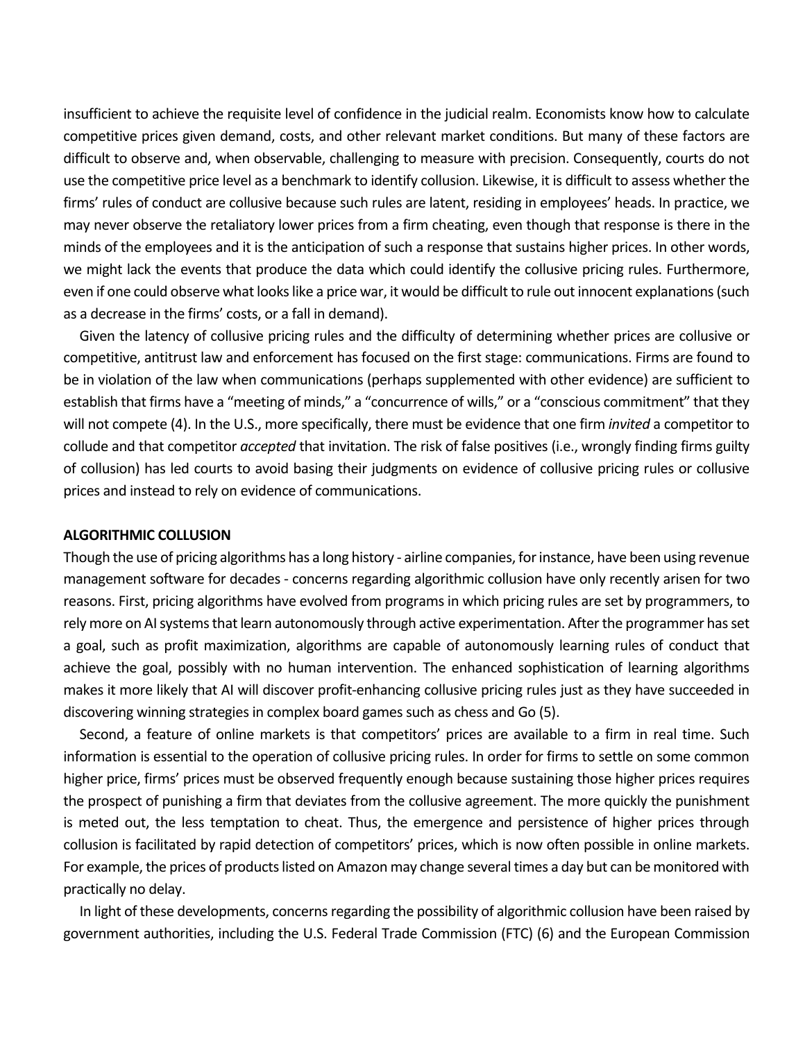insufficient to achieve the requisite level of confidence in the judicial realm. Economists know how to calculate competitive prices given demand, costs, and other relevant market conditions. But many of these factors are difficult to observe and, when observable, challenging to measure with precision. Consequently, courts do not use the competitive price level as a benchmark to identify collusion. Likewise, it is difficult to assess whether the firms' rules of conduct are collusive because such rules are latent, residing in employees' heads. In practice, we may never observe the retaliatory lower prices from a firm cheating, even though that response is there in the minds of the employees and it is the anticipation of such a response that sustains higher prices. In other words, we might lack the events that produce the data which could identify the collusive pricing rules. Furthermore, even if one could observe what looks like a price war, it would be difficult to rule out innocent explanations (such as a decrease in the firms' costs, or a fall in demand).

Given the latency of collusive pricing rules and the difficulty of determining whether prices are collusive or competitive, antitrust law and enforcement has focused on the first stage: communications. Firms are found to be in violation of the law when communications (perhaps supplemented with other evidence) are sufficient to establish that firms have a "meeting of minds," a "concurrence of wills," or a "conscious commitment" that they will not compete (4). In the U.S., more specifically, there must be evidence that one firm *invited* a competitor to collude and that competitor *accepted* that invitation. The risk of false positives (i.e., wrongly finding firms guilty of collusion) has led courts to avoid basing their judgments on evidence of collusive pricing rules or collusive prices and instead to rely on evidence of communications.

**ALGORITHMIC COLLUSION**

Though the use of pricing algorithms has a long history - airline companies, for instance, have been using revenue management software for decades - concerns regarding algorithmic collusion have only recently arisen for two reasons. First, pricing algorithms have evolved from programs in which pricing rules are set by programmers, to rely more on AI systems that learn autonomously through active experimentation. After the programmer has set a goal, such as profit maximization, algorithms are capable of autonomously learning rules of conduct that achieve the goal, possibly with no human intervention. The enhanced sophistication of learning algorithms makes it more likely that AI will discover profit-enhancing collusive pricing rules just as they have succeeded in discovering winning strategies in complex board games such as chess and Go (5).

Second, a feature of online markets is that competitors' prices are available to a firm in real time. Such information is essential to the operation of collusive pricing rules. In order for firms to settle on some common higher price, firms' prices must be observed frequently enough because sustaining those higher prices requires the prospect of punishing a firm that deviates from the collusive agreement. The more quickly the punishment is meted out, the less temptation to cheat. Thus, the emergence and persistence of higher prices through collusion is facilitated by rapid detection of competitors' prices, which is now often possible in online markets. For example, the prices of products listed on Amazon may change several times a day but can be monitored with practically no delay.

In light of these developments, concerns regarding the possibility of algorithmic collusion have been raised by government authorities, including the U.S. Federal Trade Commission (FTC) (6) and the European Commission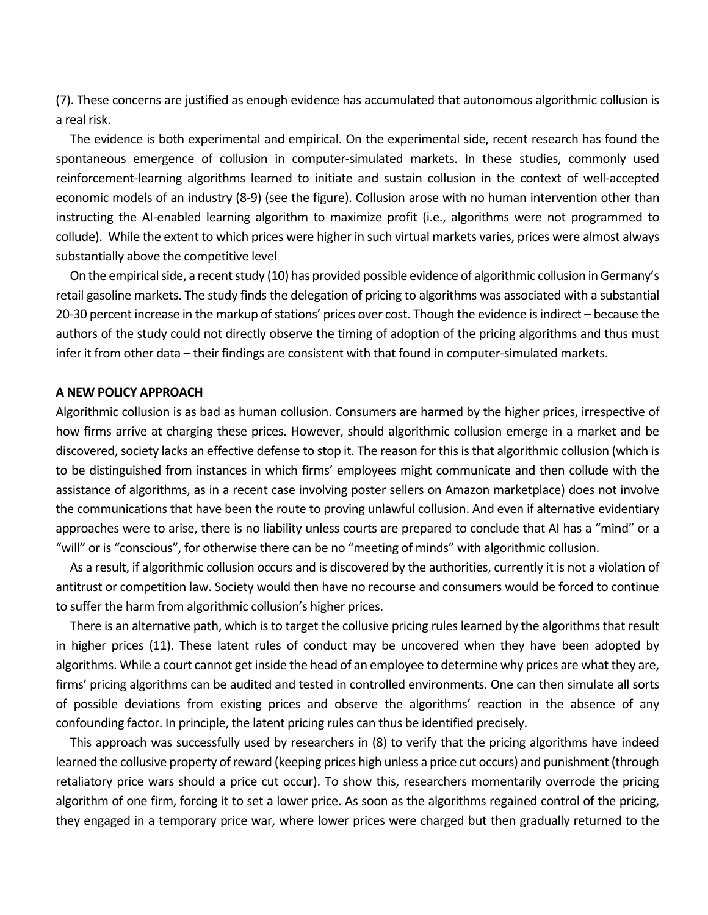(7). These concerns are justified as enough evidence has accumulated that autonomous algorithmic collusion is a real risk.

The evidence is both experimental and empirical. On the experimental side, recent research has found the spontaneous emergence of collusion in computer-simulated markets. In these studies, commonly used reinforcement-learning algorithms learned to initiate and sustain collusion in the context of well-accepted economic models of an industry (8-9) (see the figure). Collusion arose with no human intervention other than instructing the AI-enabled learning algorithm to maximize profit (i.e., algorithms were not programmed to collude). While the extent to which prices were higher in such virtual markets varies, prices were almost always substantially above the competitive level

On the empirical side, a recent study (10) has provided possible evidence of algorithmic collusion in Germany's retail gasoline markets. The study finds the delegation of pricing to algorithms was associated with a substantial 20-30 percent increase in the markup of stations' prices over cost. Though the evidence is indirect – because the authors of the study could not directly observe the timing of adoption of the pricing algorithms and thus must infer it from other data – their findings are consistent with that found in computer-simulated markets.

## A NEW POLICY APPROACH

Algorithmic collusion is as bad as human collusion. Consumers are harmed by the higher prices, irrespective of how firms arrive at charging these prices. However, should algorithmic collusion emerge in a market and be discovered, society lacks an effective defense to stop it. The reason for this is that algorithmic collusion (which is to be distinguished from instances in which firms' employees might communicate and then collude with the assistance of algorithms, as in a recent case involving poster sellers on Amazon marketplace) does not involve the communications that have been the route to proving unlawful collusion. And even if alternative evidentiary approaches were to arise, there is no liability unless courts are prepared to conclude that AI has a "mind" or a "will" or is "conscious", for otherwise there can be no "meeting of minds" with algorithmic collusion.

As a result, if algorithmic collusion occurs and is discovered by the authorities, currently it is not a violation of antitrust or competition law. Society would then have no recourse and consumers would be forced to continue to suffer the harm from algorithmic collusion's higher prices.

There is an alternative path, which is to target the collusive pricing rules learned by the algorithms that result in higher prices (11). These latent rules of conduct may be uncovered when they have been adopted by algorithms. While a court cannot get inside the head of an employee to determine why prices are what they are, firms' pricing algorithms can be audited and tested in controlled environments. One can then simulate all sorts of possible deviations from existing prices and observe the algorithms' reaction in the absence of any confounding factor. In principle, the latent pricing rules can thus be identified precisely.

This approach was successfully used by researchers in (8) to verify that the pricing algorithms have indeed learned the collusive property of reward (keeping prices high unless a price cut occurs) and punishment (through retaliatory price wars should a price cut occur). To show this, researchers momentarily overrode the pricing algorithm of one firm, forcing it to set a lower price. As soon as the algorithms regained control of the pricing, they engaged in a temporary price war, where lower prices were charged but then gradually returned to the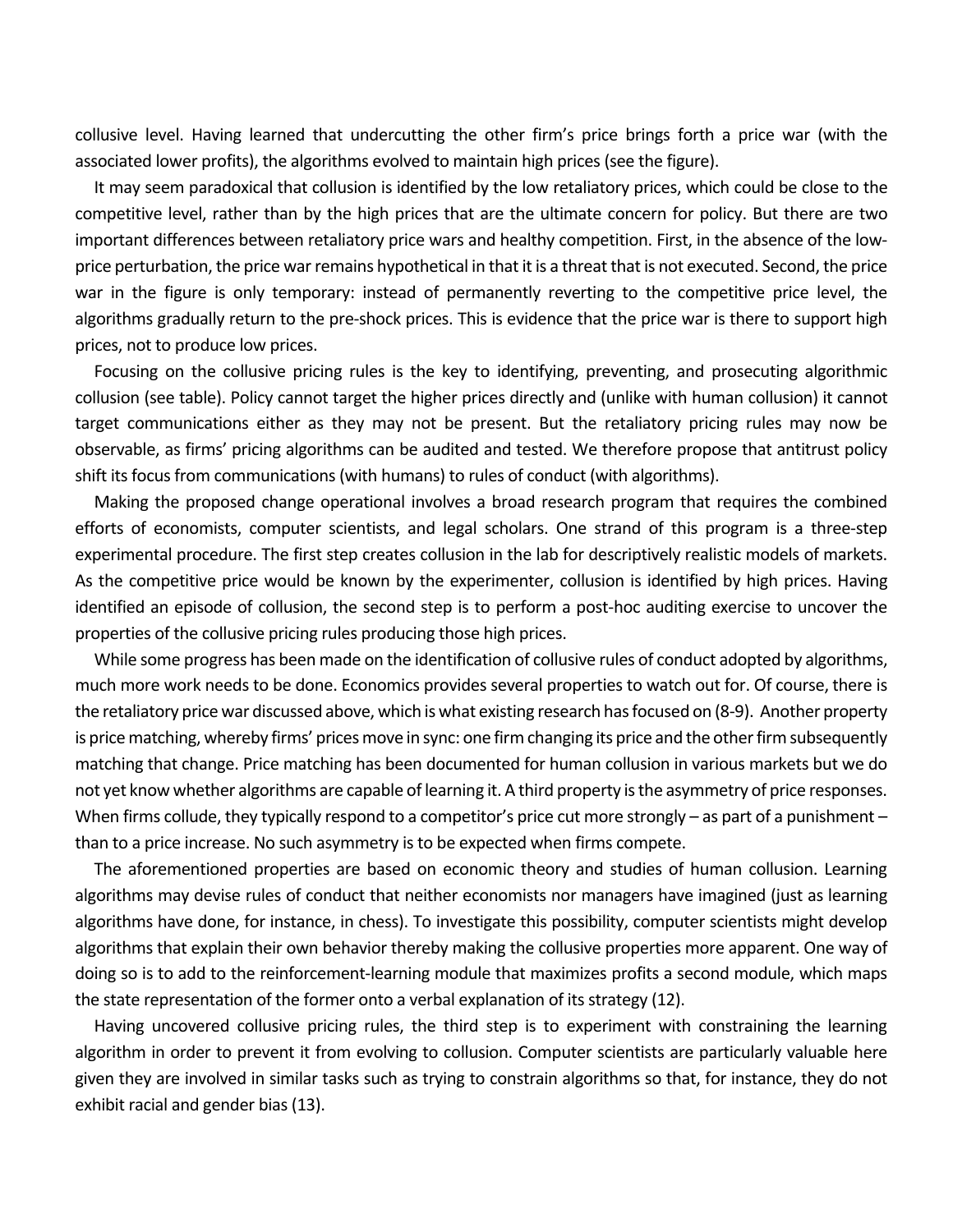collusive level. Having learned that undercutting the other firm's price brings forth a price war (with the associated lower profits), the algorithms evolved to maintain high prices (see the figure).

It may seem paradoxical that collusion is identified by the low retaliatory prices, which could be close to the competitive level, rather than by the high prices that are the ultimate concern for policy. But there are two important differences between retaliatory price wars and healthy competition. First, in the absence of the low-price perturbation, the price war remains hypothetical in that it is a threat that is not executed. Second, the price war in the figure is only temporary: instead of permanently reverting to the competitive price level, the algorithms gradually return to the pre-shock prices. This is evidence that the price war is there to support high prices, not to produce low prices.

Focusing on the collusive pricing rules is the key to identifying, preventing, and prosecuting algorithmic collusion (see table). Policy cannot target the higher prices directly and (unlike with human collusion) it cannot target communications either as they may not be present. But the retaliatory pricing rules may now be observable, as firms' pricing algorithms can be audited and tested. We therefore propose that antitrust policy shift its focus from communications (with humans) to rules of conduct (with algorithms).

Making the proposed change operational involves a broad research program that requires the combined efforts of economists, computer scientists, and legal scholars. One strand of this program is a three-step experimental procedure. The first step creates collusion in the lab for descriptively realistic models of markets. As the competitive price would be known by the experimenter, collusion is identified by high prices. Having identified an episode of collusion, the second step is to perform a post-hoc auditing exercise to uncover the properties of the collusive pricing rules producing those high prices.

While some progress has been made on the identification of collusive rules of conduct adopted by algorithms, much more work needs to be done. Economics provides several properties to watch out for. Of course, there is the retaliatory price war discussed above, which is what existing research has focused on (8-9). Another property is price matching, whereby firms' prices move in sync: one firm changing its price and the other firm subsequently matching that change. Price matching has been documented for human collusion in various markets but we do not yet know whether algorithms are capable of learning it. A third property is the asymmetry of price responses. When firms collude, they typically respond to a competitor's price cut more strongly – as part of a punishment – than to a price increase. No such asymmetry is to be expected when firms compete.

The aforementioned properties are based on economic theory and studies of human collusion. Learning algorithms may devise rules of conduct that neither economists nor managers have imagined (just as learning algorithms have done, for instance, in chess). To investigate this possibility, computer scientists might develop algorithms that explain their own behavior thereby making the collusive properties more apparent. One way of doing so is to add to the reinforcement-learning module that maximizes profits a second module, which maps the state representation of the former onto a verbal explanation of its strategy (12).

Having uncovered collusive pricing rules, the third step is to experiment with constraining the learning algorithm in order to prevent it from evolving to collusion. Computer scientists are particularly valuable here given they are involved in similar tasks such as trying to constrain algorithms so that, for instance, they do not exhibit racial and gender bias (13).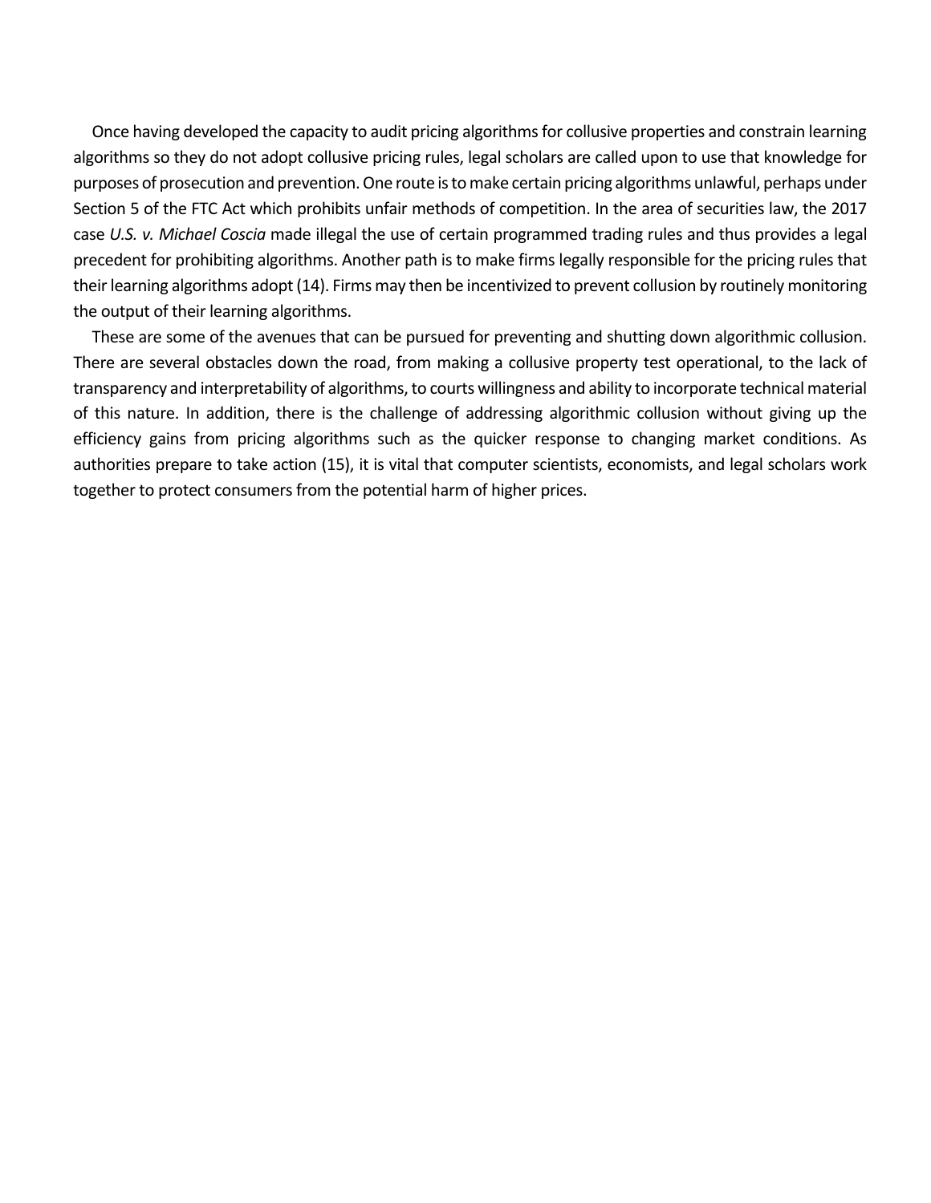Once having developed the capacity to audit pricing algorithms for collusive properties and constrain learning algorithms so they do not adopt collusive pricing rules, legal scholars are called upon to use that knowledge for purposes of prosecution and prevention. One route is to make certain pricing algorithms unlawful, perhaps under Section 5 of the FTC Act which prohibits unfair methods of competition. In the area of securities law, the 2017 case *U.S. v. Michael Coscia* made illegal the use of certain programmed trading rules and thus provides a legal precedent for prohibiting algorithms. Another path is to make firms legally responsible for the pricing rules that their learning algorithms adopt (14). Firms may then be incentivized to prevent collusion by routinely monitoring the output of their learning algorithms.

These are some of the avenues that can be pursued for preventing and shutting down algorithmic collusion. There are several obstacles down the road, from making a collusive property test operational, to the lack of transparency and interpretability of algorithms, to courts willingness and ability to incorporate technical material of this nature. In addition, there is the challenge of addressing algorithmic collusion without giving up the efficiency gains from pricing algorithms such as the quicker response to changing market conditions. As authorities prepare to take action (15), it is vital that computer scientists, economists, and legal scholars work together to protect consumers from the potential harm of higher prices.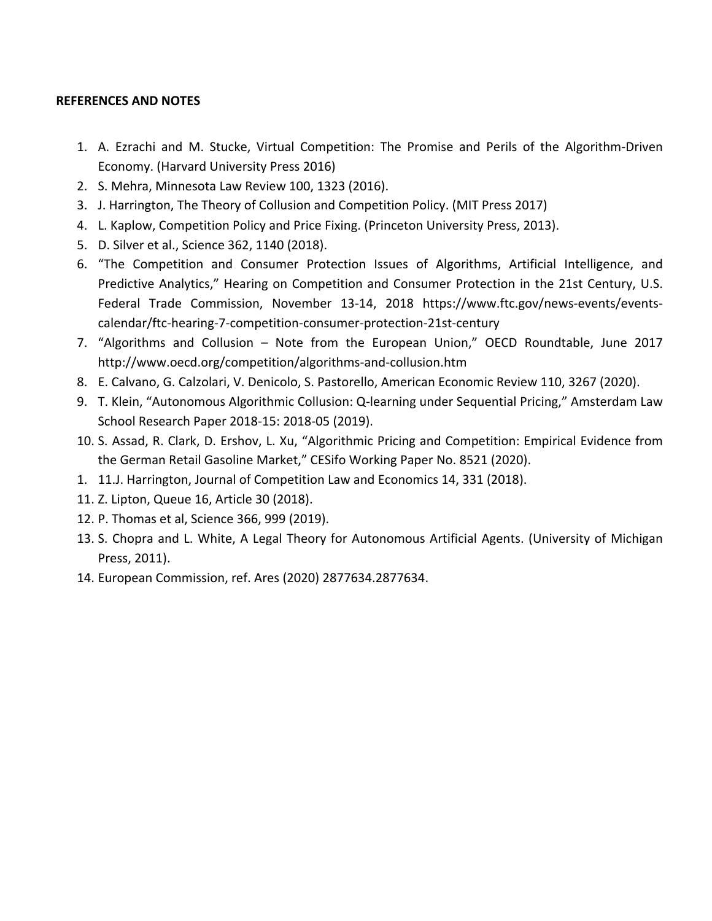**REFERENCES AND NOTES**

1. A. Ezrachi and M. Stucke, Virtual Competition: The Promise and Perils of the Algorithm-Driven Economy. (Harvard University Press 2016)
2. S. Mehra, Minnesota Law Review 100, 1323 (2016).
3. J. Harrington, The Theory of Collusion and Competition Policy. (MIT Press 2017)
4. L. Kaplow, Competition Policy and Price Fixing. (Princeton University Press, 2013).
5. D. Silver et al., Science 362, 1140 (2018).
6. "The Competition and Consumer Protection Issues of Algorithms, Artificial Intelligence, and Predictive Analytics," Hearing on Competition and Consumer Protection in the 21st Century, U.S. Federal Trade Commission, November 13-14, 2018 https://www.ftc.gov/news-events/events-calendar/ftc-hearing-7-competition-consumer-protection-21st-century
7. "Algorithms and Collusion – Note from the European Union," OECD Roundtable, June 2017 http://www.oecd.org/competition/algorithms-and-collusion.htm
8. E. Calvano, G. Calzolari, V. Denicolo, S. Pastorello, American Economic Review 110, 3267 (2020).
9. T. Klein, "Autonomous Algorithmic Collusion: Q-learning under Sequential Pricing," Amsterdam Law School Research Paper 2018-15: 2018-05 (2019).
10. S. Assad, R. Clark, D. Ershov, L. Xu, "Algorithmic Pricing and Competition: Empirical Evidence from the German Retail Gasoline Market," CESifo Working Paper No. 8521 (2020).

1. 11.J. Harrington, Journal of Competition Law and Economics 14, 331 (2018).

11. Z. Lipton, Queue 16, Article 30 (2018).
12. P. Thomas et al, Science 366, 999 (2019).
13. S. Chopra and L. White, A Legal Theory for Autonomous Artificial Agents. (University of Michigan Press, 2011).
14. European Commission, ref. Ares (2020) 2877634.2877634.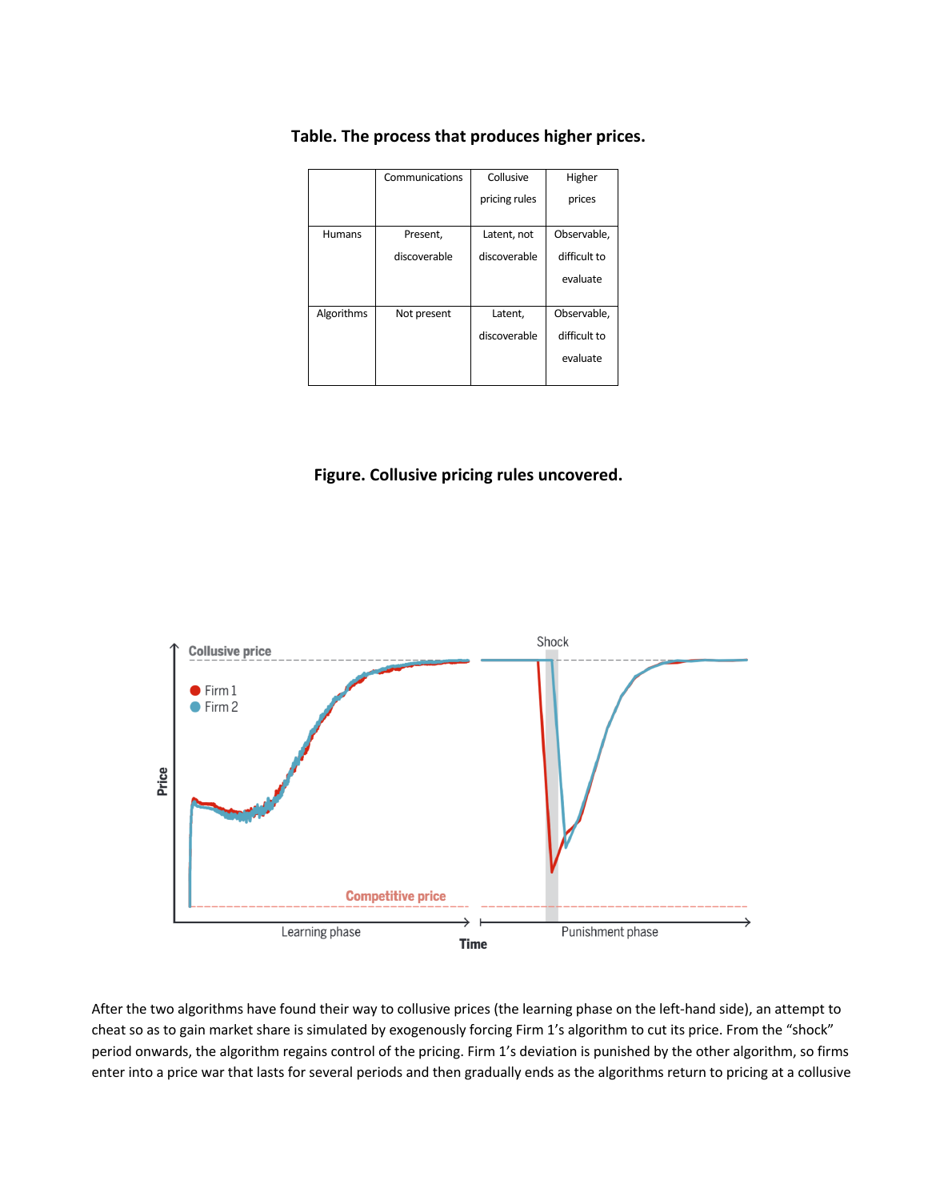**Table. The process that produces higher prices.**

| | Communications | Collusive pricing rules | Higher prices |
|---|---|---|---|
| Humans | Present, discoverable | Latent, not discoverable | Observable, difficult to evaluate |
| Algorithms | Not present | Latent, discoverable | Observable, difficult to evaluate |

**Figure. Collusive pricing rules uncovered.**

After the two algorithms have found their way to collusive prices (the learning phase on the left-hand side), an attempt to cheat so as to gain market share is simulated by exogenously forcing Firm 1's algorithm to cut its price. From the "shock" period onwards, the algorithm regains control of the pricing. Firm 1's deviation is punished by the other algorithm, so firms enter into a price war that lasts for several periods and then gradually ends as the algorithms return to pricing at a collusive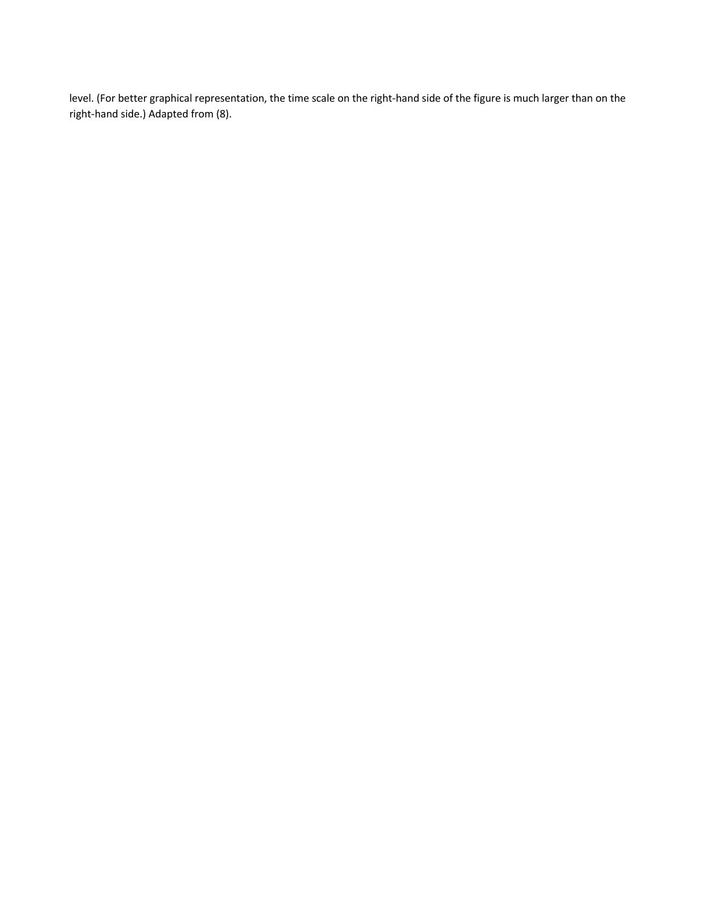level. (For better graphical representation, the time scale on the right-hand side of the figure is much larger than on the right-hand side.) Adapted from (8).